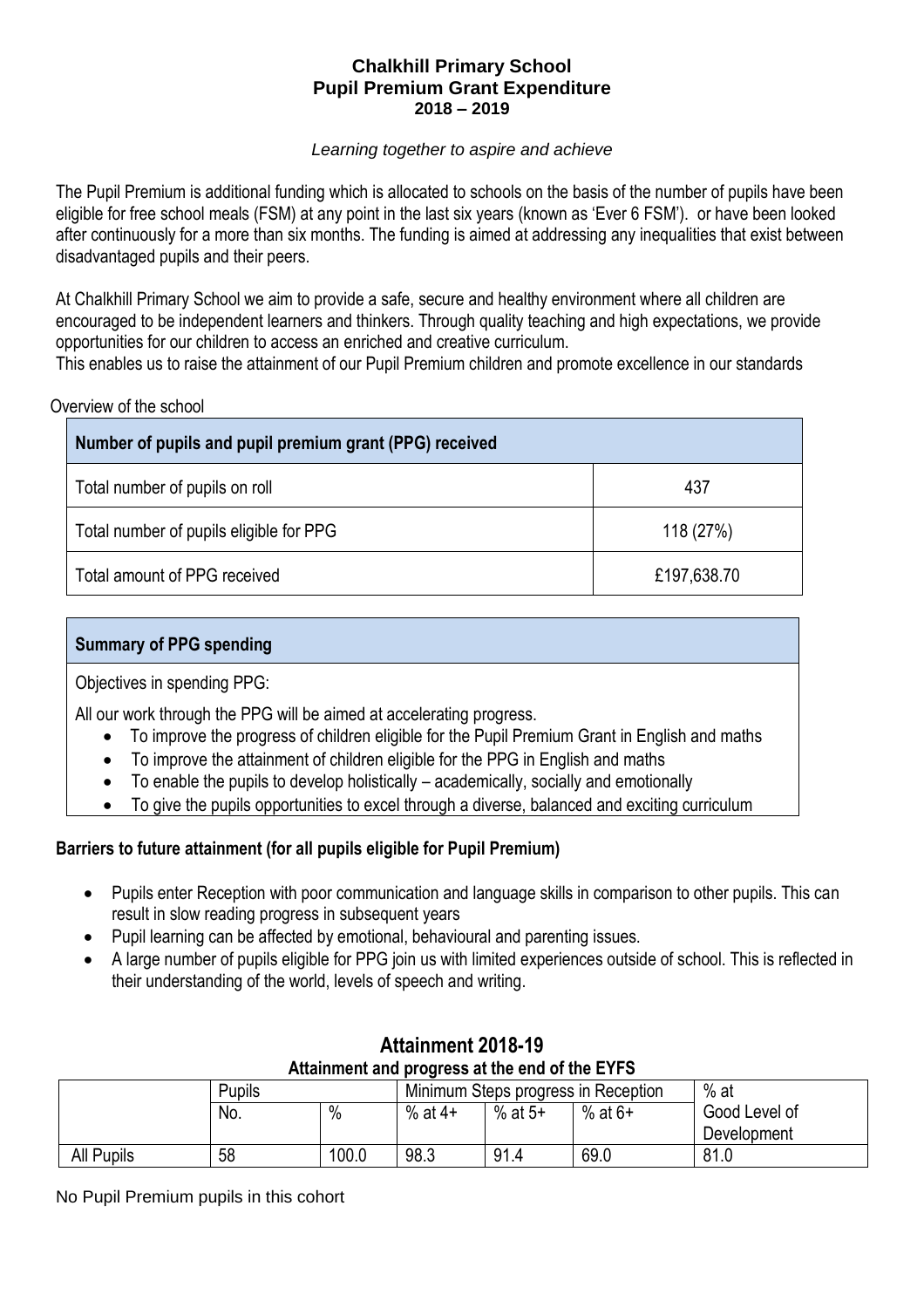# Chalkhill Primary School
## Pupil Premium Grant Expenditure
## 2018 – 2019

*Learning together to aspire and achieve*

The Pupil Premium is additional funding which is allocated to schools on the basis of the number of pupils have been eligible for free school meals (FSM) at any point in the last six years (known as 'Ever 6 FSM'). or have been looked after continuously for a more than six months. The funding is aimed at addressing any inequalities that exist between disadvantaged pupils and their peers.

At Chalkhill Primary School we aim to provide a safe, secure and healthy environment where all children are encouraged to be independent learners and thinkers. Through quality teaching and high expectations, we provide opportunities for our children to access an enriched and creative curriculum.
This enables us to raise the attainment of our Pupil Premium children and promote excellence in our standards

Overview of the school

| **Number of pupils and pupil premium grant (PPG) received** | |
|---|---|
| Total number of pupils on roll | 437 |
| Total number of pupils eligible for PPG | 118 (27%) |
| Total amount of PPG received | £197,638.70 |

**Summary of PPG spending**

Objectives in spending PPG:

All our work through the PPG will be aimed at accelerating progress.

- To improve the progress of children eligible for the Pupil Premium Grant in English and maths
- To improve the attainment of children eligible for the PPG in English and maths
- To enable the pupils to develop holistically – academically, socially and emotionally
- To give the pupils opportunities to excel through a diverse, balanced and exciting curriculum

**Barriers to future attainment (for all pupils eligible for Pupil Premium)**

- Pupils enter Reception with poor communication and language skills in comparison to other pupils. This can result in slow reading progress in subsequent years
- Pupil learning can be affected by emotional, behavioural and parenting issues.
- A large number of pupils eligible for PPG join us with limited experiences outside of school. This is reflected in their understanding of the world, levels of speech and writing.

## Attainment 2018-19

**Attainment and progress at the end of the EYFS**

| | Pupils | | Minimum Steps progress in Reception | | | % at Good Level of Development |
|---|---|---|---|---|---|---|
| | No. | % | % at 4+ | % at 5+ | % at 6+ | |
| All Pupils | 58 | 100.0 | 98.3 | 91.4 | 69.0 | 81.0 |

No Pupil Premium pupils in this cohort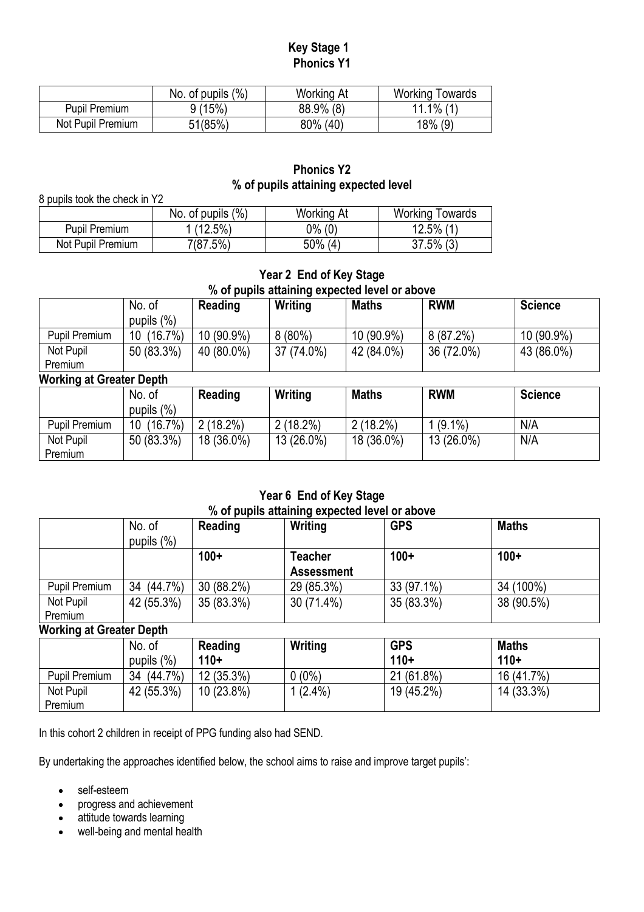## Key Stage 1

### Phonics Y1

| | No. of pupils (%) | Working At | Working Towards |
|---|---|---|---|
| Pupil Premium | 9 (15%) | 88.9% (8) | 11.1% (1) |
| Not Pupil Premium | 51(85%) | 80% (40) | 18% (9) |

### Phonics Y2

### % of pupils attaining expected level

8 pupils took the check in Y2

| | No. of pupils (%) | Working At | Working Towards |
|---|---|---|---|
| Pupil Premium | 1 (12.5%) | 0% (0) | 12.5% (1) |
| Not Pupil Premium | 7(87.5%) | 50% (4) | 37.5% (3) |

### Year 2 End of Key Stage

### % of pupils attaining expected level or above

| | No. of pupils (%) | Reading | Writing | Maths | RWM | Science |
|---|---|---|---|---|---|---|
| Pupil Premium | 10 (16.7%) | 10 (90.9%) | 8 (80%) | 10 (90.9%) | 8 (87.2%) | 10 (90.9%) |
| Not Pupil Premium | 50 (83.3%) | 40 (80.0%) | 37 (74.0%) | 42 (84.0%) | 36 (72.0%) | 43 (86.0%) |

**Working at Greater Depth**

| | No. of pupils (%) | Reading | Writing | Maths | RWM | Science |
|---|---|---|---|---|---|---|
| Pupil Premium | 10 (16.7%) | 2 (18.2%) | 2 (18.2%) | 2 (18.2%) | 1 (9.1%) | N/A |
| Not Pupil Premium | 50 (83.3%) | 18 (36.0%) | 13 (26.0%) | 18 (36.0%) | 13 (26.0%) | N/A |

### Year 6 End of Key Stage

### % of pupils attaining expected level or above

| | No. of pupils (%) | Reading | Writing | GPS | Maths |
|---|---|---|---|---|---|
| | | 100+ | Teacher Assessment | 100+ | 100+ |
| Pupil Premium | 34 (44.7%) | 30 (88.2%) | 29 (85.3%) | 33 (97.1%) | 34 (100%) |
| Not Pupil Premium | 42 (55.3%) | 35 (83.3%) | 30 (71.4%) | 35 (83.3%) | 38 (90.5%) |

**Working at Greater Depth**

| | No. of pupils (%) | Reading 110+ | Writing | GPS 110+ | Maths 110+ |
|---|---|---|---|---|---|
| Pupil Premium | 34 (44.7%) | 12 (35.3%) | 0 (0%) | 21 (61.8%) | 16 (41.7%) |
| Not Pupil Premium | 42 (55.3%) | 10 (23.8%) | 1 (2.4%) | 19 (45.2%) | 14 (33.3%) |

In this cohort 2 children in receipt of PPG funding also had SEND.

By undertaking the approaches identified below, the school aims to raise and improve target pupils':

- self-esteem
- progress and achievement
- attitude towards learning
- well-being and mental health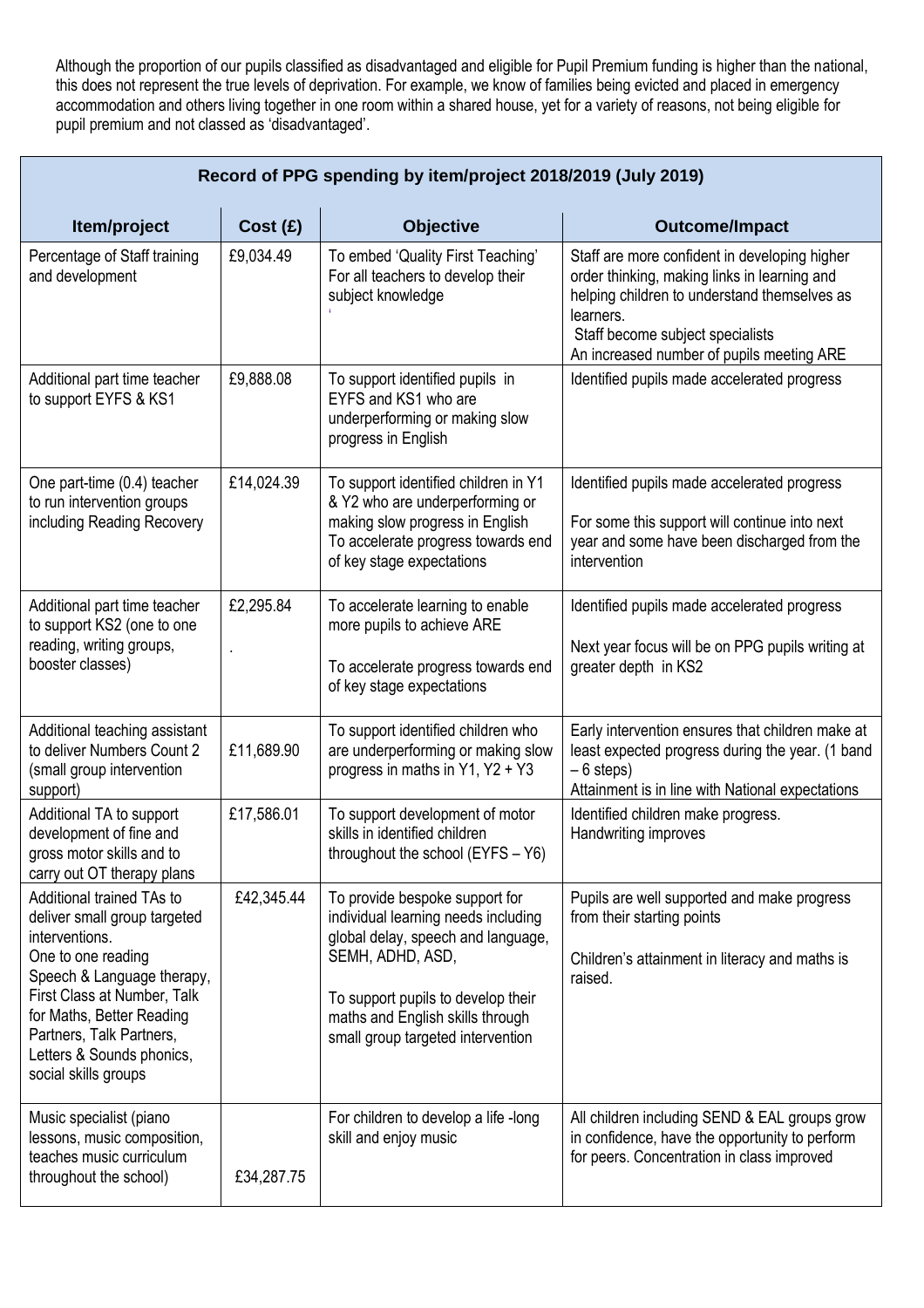Although the proportion of our pupils classified as disadvantaged and eligible for Pupil Premium funding is higher than the national, this does not represent the true levels of deprivation. For example, we know of families being evicted and placed in emergency accommodation and others living together in one room within a shared house, yet for a variety of reasons, not being eligible for pupil premium and not classed as 'disadvantaged'.

| Record of PPG spending by item/project 2018/2019 (July 2019) | | | |
|---|---|---|---|
| **Item/project** | **Cost (£)** | **Objective** | **Outcome/Impact** |
| Percentage of Staff training and development | £9,034.49 | To embed 'Quality First Teaching' For all teachers to develop their subject knowledge | Staff are more confident in developing higher order thinking, making links in learning and helping children to understand themselves as learners.<br>Staff become subject specialists<br>An increased number of pupils meeting ARE |
| Additional part time teacher to support EYFS & KS1 | £9,888.08 | To support identified pupils in EYFS and KS1 who are underperforming or making slow progress in English | Identified pupils made accelerated progress |
| One part-time (0.4) teacher to run intervention groups including Reading Recovery | £14,024.39 | To support identified children in Y1 & Y2 who are underperforming or making slow progress in English<br>To accelerate progress towards end of key stage expectations | Identified pupils made accelerated progress<br>For some this support will continue into next year and some have been discharged from the intervention |
| Additional part time teacher to support KS2 (one to one reading, writing groups, booster classes) | £2,295.84<br>. | To accelerate learning to enable more pupils to achieve ARE<br>To accelerate progress towards end of key stage expectations | Identified pupils made accelerated progress<br>Next year focus will be on PPG pupils writing at greater depth in KS2 |
| Additional teaching assistant to deliver Numbers Count 2 (small group intervention support) | £11,689.90 | To support identified children who are underperforming or making slow progress in maths in Y1, Y2 + Y3 | Early intervention ensures that children make at least expected progress during the year. (1 band – 6 steps)<br>Attainment is in line with National expectations |
| Additional TA to support development of fine and gross motor skills and to carry out OT therapy plans | £17,586.01 | To support development of motor skills in identified children throughout the school (EYFS – Y6) | Identified children make progress.<br>Handwriting improves |
| Additional trained TAs to deliver small group targeted interventions.<br>One to one reading<br>Speech & Language therapy, First Class at Number, Talk for Maths, Better Reading Partners, Talk Partners, Letters & Sounds phonics, social skills groups | £42,345.44 | To provide bespoke support for individual learning needs including global delay, speech and language, SEMH, ADHD, ASD,<br>To support pupils to develop their maths and English skills through small group targeted intervention | Pupils are well supported and make progress from their starting points<br>Children's attainment in literacy and maths is raised. |
| Music specialist (piano lessons, music composition, teaches music curriculum throughout the school) | £34,287.75 | For children to develop a life -long skill and enjoy music | All children including SEND & EAL groups grow in confidence, have the opportunity to perform for peers. Concentration in class improved |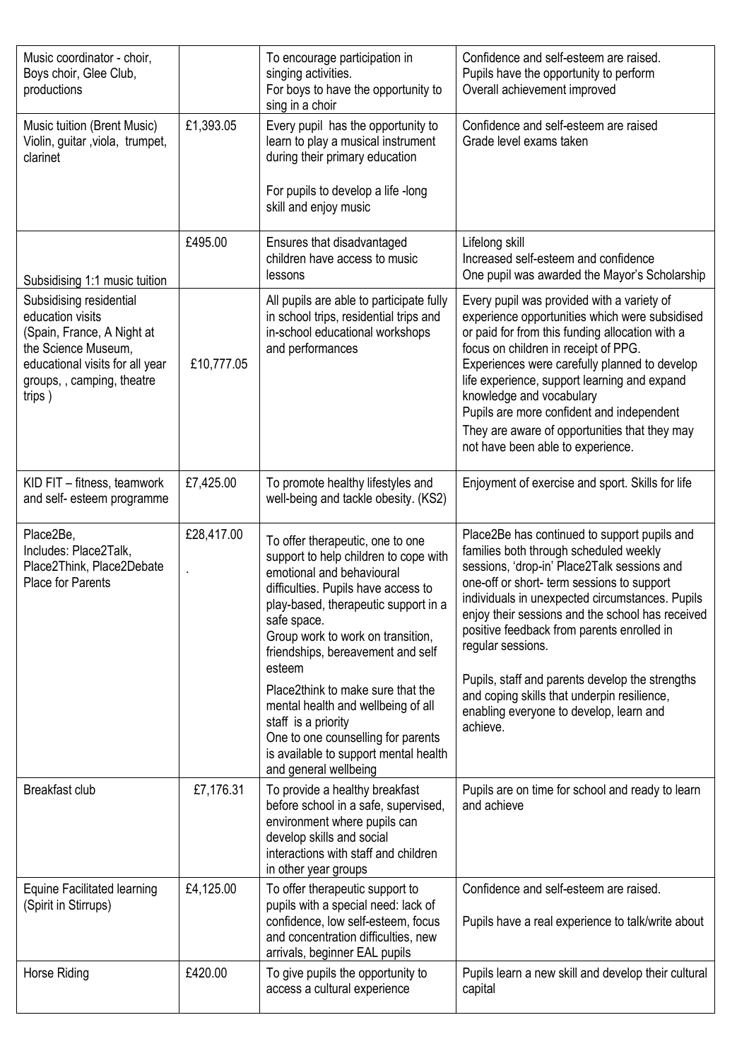| Music coordinator - choir, Boys choir, Glee Club, productions | | To encourage participation in singing activities.<br>For boys to have the opportunity to sing in a choir | Confidence and self-esteem are raised.<br>Pupils have the opportunity to perform<br>Overall achievement improved |
|---|---|---|---|
| Music tuition (Brent Music) Violin, guitar ,viola, trumpet, clarinet | £1,393.05 | Every pupil has the opportunity to learn to play a musical instrument during their primary education<br><br>For pupils to develop a life -long skill and enjoy music | Confidence and self-esteem are raised<br>Grade level exams taken |
| Subsidising 1:1 music tuition | £495.00 | Ensures that disadvantaged children have access to music lessons | Lifelong skill<br>Increased self-esteem and confidence<br>One pupil was awarded the Mayor's Scholarship |
| Subsidising residential education visits (Spain, France, A Night at the Science Museum, educational visits for all year groups, , camping, theatre trips ) | £10,777.05 | All pupils are able to participate fully in school trips, residential trips and in-school educational workshops and performances | Every pupil was provided with a variety of experience opportunities which were subsidised or paid for from this funding allocation with a focus on children in receipt of PPG.<br>Experiences were carefully planned to develop life experience, support learning and expand knowledge and vocabulary<br>Pupils are more confident and independent<br>They are aware of opportunities that they may not have been able to experience. |
| KID FIT – fitness, teamwork and self- esteem programme | £7,425.00 | To promote healthy lifestyles and well-being and tackle obesity. (KS2) | Enjoyment of exercise and sport. Skills for life |
| Place2Be,<br>Includes: Place2Talk, Place2Think, Place2Debate<br>Place for Parents | £28,417.00<br>. | To offer therapeutic, one to one support to help children to cope with emotional and behavioural difficulties. Pupils have access to play-based, therapeutic support in a safe space.<br>Group work to work on transition, friendships, bereavement and self esteem<br>Place2think to make sure that the mental health and wellbeing of all staff is a priority<br>One to one counselling for parents is available to support mental health and general wellbeing | Place2Be has continued to support pupils and families both through scheduled weekly sessions, 'drop-in' Place2Talk sessions and one-off or short- term sessions to support individuals in unexpected circumstances. Pupils enjoy their sessions and the school has received positive feedback from parents enrolled in regular sessions.<br><br>Pupils, staff and parents develop the strengths and coping skills that underpin resilience, enabling everyone to develop, learn and achieve. |
| Breakfast club | £7,176.31 | To provide a healthy breakfast before school in a safe, supervised, environment where pupils can develop skills and social interactions with staff and children in other year groups | Pupils are on time for school and ready to learn and achieve |
| Equine Facilitated learning (Spirit in Stirrups) | £4,125.00 | To offer therapeutic support to pupils with a special need: lack of confidence, low self-esteem, focus and concentration difficulties, new arrivals, beginner EAL pupils | Confidence and self-esteem are raised.<br><br>Pupils have a real experience to talk/write about |
| Horse Riding | £420.00 | To give pupils the opportunity to access a cultural experience | Pupils learn a new skill and develop their cultural capital |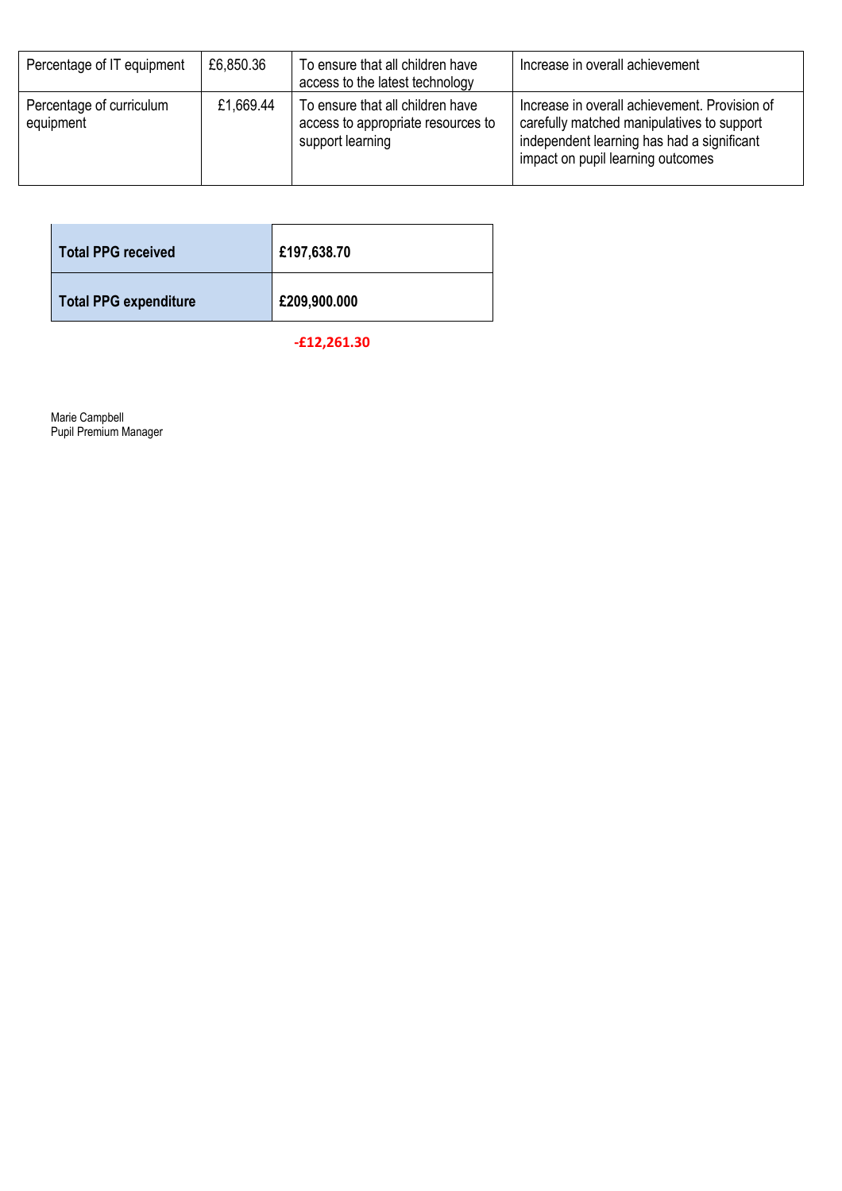| | | | |
|---|---|---|---|
| Percentage of IT equipment | £6,850.36 | To ensure that all children have access to the latest technology | Increase in overall achievement |
| Percentage of curriculum equipment | £1,669.44 | To ensure that all children have access to appropriate resources to support learning | Increase in overall achievement. Provision of carefully matched manipulatives to support independent learning has had a significant impact on pupil learning outcomes |

| | |
|---|---|
| **Total PPG received** | **£197,638.70** |
| **Total PPG expenditure** | **£209,900.000** |

**-£12,261.30**

Marie Campbell
Pupil Premium Manager